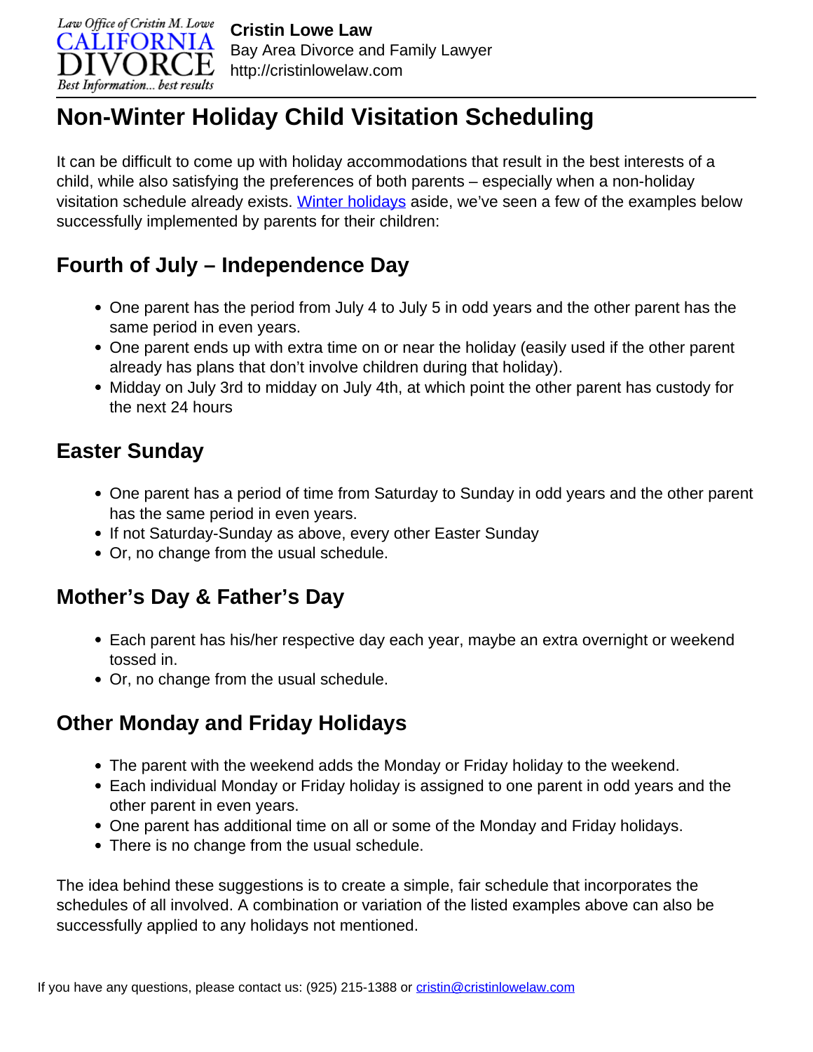**Cristin Lowe Law**
Bay Area Divorce and Family Lawyer
http://cristinlowelaw.com

# Non-Winter Holiday Child Visitation Scheduling

It can be difficult to come up with holiday accommodations that result in the best interests of a child, while also satisfying the preferences of both parents – especially when a non-holiday visitation schedule already exists. [Winter holidays](#) aside, we've seen a few of the examples below successfully implemented by parents for their children:

## Fourth of July – Independence Day

- One parent has the period from July 4 to July 5 in odd years and the other parent has the same period in even years.
- One parent ends up with extra time on or near the holiday (easily used if the other parent already has plans that don't involve children during that holiday).
- Midday on July 3rd to midday on July 4th, at which point the other parent has custody for the next 24 hours

## Easter Sunday

- One parent has a period of time from Saturday to Sunday in odd years and the other parent has the same period in even years.
- If not Saturday-Sunday as above, every other Easter Sunday
- Or, no change from the usual schedule.

## Mother's Day & Father's Day

- Each parent has his/her respective day each year, maybe an extra overnight or weekend tossed in.
- Or, no change from the usual schedule.

## Other Monday and Friday Holidays

- The parent with the weekend adds the Monday or Friday holiday to the weekend.
- Each individual Monday or Friday holiday is assigned to one parent in odd years and the other parent in even years.
- One parent has additional time on all or some of the Monday and Friday holidays.
- There is no change from the usual schedule.

The idea behind these suggestions is to create a simple, fair schedule that incorporates the schedules of all involved. A combination or variation of the listed examples above can also be successfully applied to any holidays not mentioned.

If you have any questions, please contact us: (925) 215-1388 or cristin@cristinlowelaw.com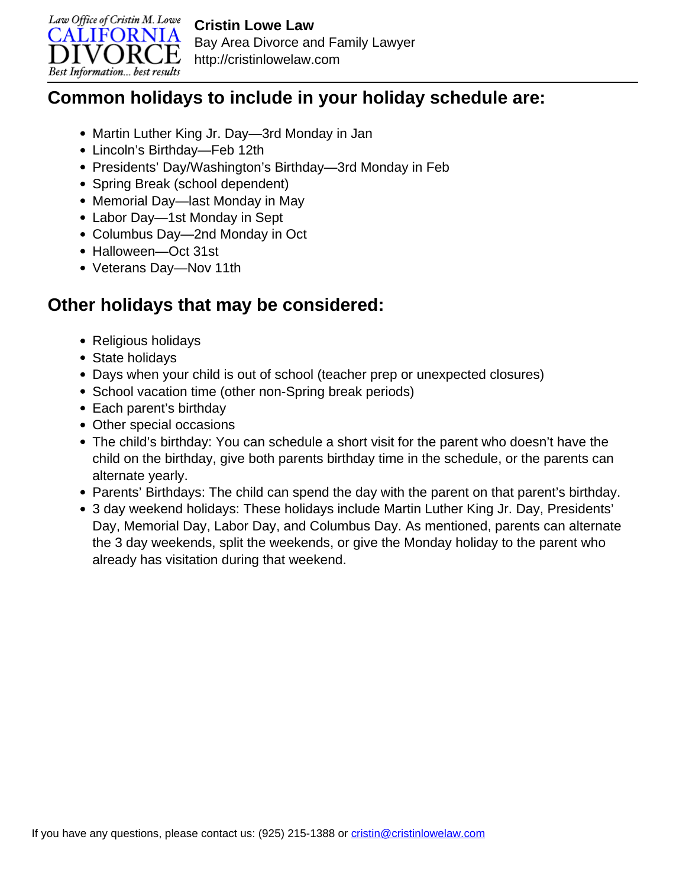## Common holidays to include in your holiday schedule are:

- Martin Luther King Jr. Day—3rd Monday in Jan
- Lincoln's Birthday—Feb 12th
- Presidents' Day/Washington's Birthday—3rd Monday in Feb
- Spring Break (school dependent)
- Memorial Day—last Monday in May
- Labor Day—1st Monday in Sept
- Columbus Day—2nd Monday in Oct
- Halloween—Oct 31st
- Veterans Day—Nov 11th

## Other holidays that may be considered:

- Religious holidays
- State holidays
- Days when your child is out of school (teacher prep or unexpected closures)
- School vacation time (other non-Spring break periods)
- Each parent's birthday
- Other special occasions
- The child's birthday: You can schedule a short visit for the parent who doesn't have the child on the birthday, give both parents birthday time in the schedule, or the parents can alternate yearly.
- Parents' Birthdays: The child can spend the day with the parent on that parent's birthday.
- 3 day weekend holidays: These holidays include Martin Luther King Jr. Day, Presidents' Day, Memorial Day, Labor Day, and Columbus Day. As mentioned, parents can alternate the 3 day weekends, split the weekends, or give the Monday holiday to the parent who already has visitation during that weekend.